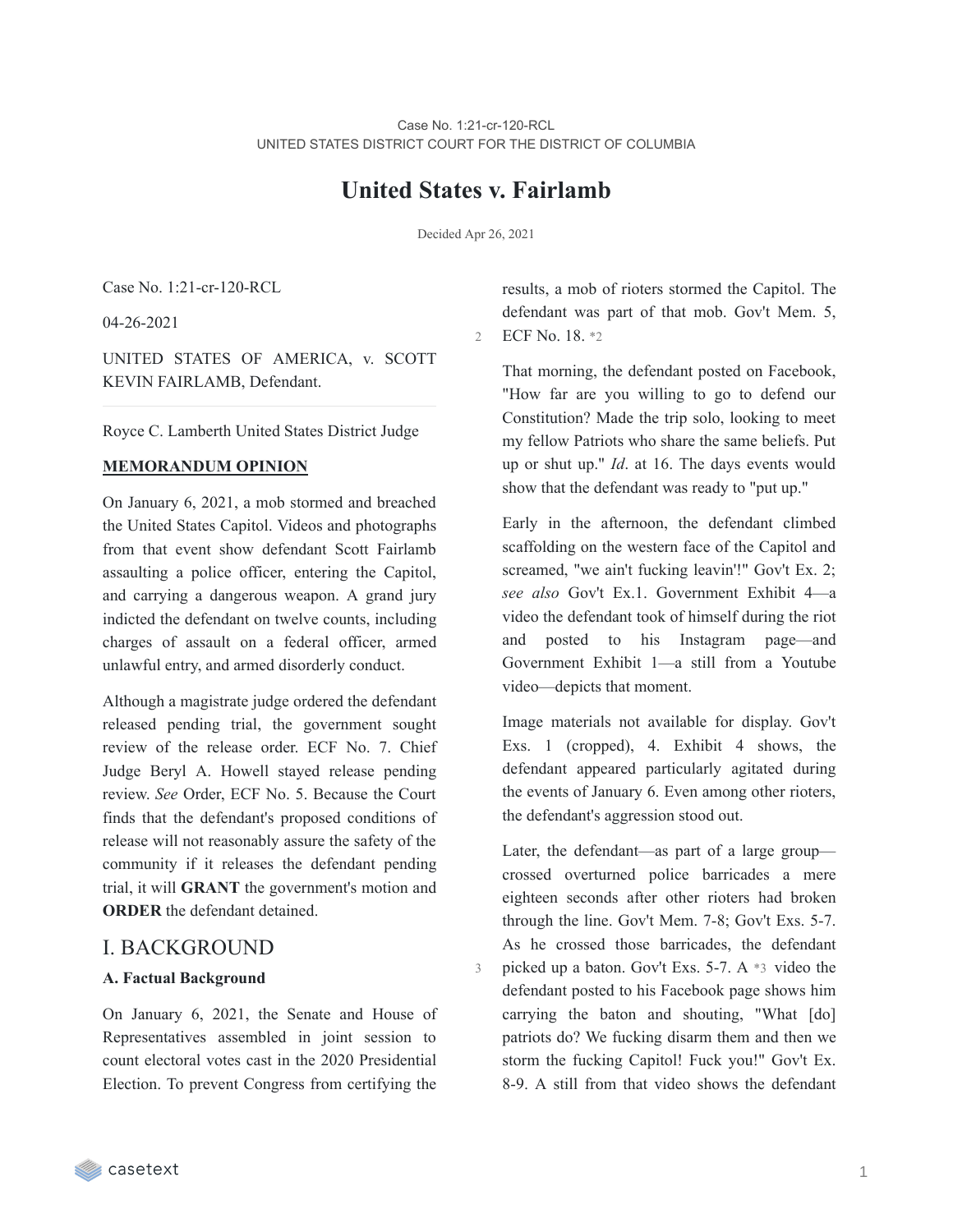Case No. 1:21-cr-120-RCL
UNITED STATES DISTRICT COURT FOR THE DISTRICT OF COLUMBIA

# United States v. Fairlamb

Decided Apr 26, 2021

Case No. 1:21-cr-120-RCL

04-26-2021

UNITED STATES OF AMERICA, v. SCOTT KEVIN FAIRLAMB, Defendant.

Royce C. Lamberth United States District Judge

**MEMORANDUM OPINION**

On January 6, 2021, a mob stormed and breached the United States Capitol. Videos and photographs from that event show defendant Scott Fairlamb assaulting a police officer, entering the Capitol, and carrying a dangerous weapon. A grand jury indicted the defendant on twelve counts, including charges of assault on a federal officer, armed unlawful entry, and armed disorderly conduct.

Although a magistrate judge ordered the defendant released pending trial, the government sought review of the release order. ECF No. 7. Chief Judge Beryl A. Howell stayed release pending review. *See* Order, ECF No. 5. Because the Court finds that the defendant's proposed conditions of release will not reasonably assure the safety of the community if it releases the defendant pending trial, it will **GRANT** the government's motion and **ORDER** the defendant detained.

## I. BACKGROUND

### A. Factual Background

On January 6, 2021, the Senate and House of Representatives assembled in joint session to count electoral votes cast in the 2020 Presidential Election. To prevent Congress from certifying the results, a mob of rioters stormed the Capitol. The defendant was part of that mob. Gov't Mem. 5, ECF No. 18. *2

That morning, the defendant posted on Facebook, "How far are you willing to go to defend our Constitution? Made the trip solo, looking to meet my fellow Patriots who share the same beliefs. Put up or shut up." *Id*. at 16. The days events would show that the defendant was ready to "put up."

Early in the afternoon, the defendant climbed scaffolding on the western face of the Capitol and screamed, "we ain't fucking leavin'!" Gov't Ex. 2; *see also* Gov't Ex.1. Government Exhibit 4—a video the defendant took of himself during the riot and posted to his Instagram page—and Government Exhibit 1—a still from a Youtube video—depicts that moment.

Image materials not available for display. Gov't Exs. 1 (cropped), 4. Exhibit 4 shows, the defendant appeared particularly agitated during the events of January 6. Even among other rioters, the defendant's aggression stood out.

Later, the defendant—as part of a large group—crossed overturned police barricades a mere eighteen seconds after other rioters had broken through the line. Gov't Mem. 7-8; Gov't Exs. 5-7. As he crossed those barricades, the defendant picked up a baton. Gov't Exs. 5-7. A *3 video the defendant posted to his Facebook page shows him carrying the baton and shouting, "What [do] patriots do? We fucking disarm them and then we storm the fucking Capitol! Fuck you!" Gov't Ex. 8-9. A still from that video shows the defendant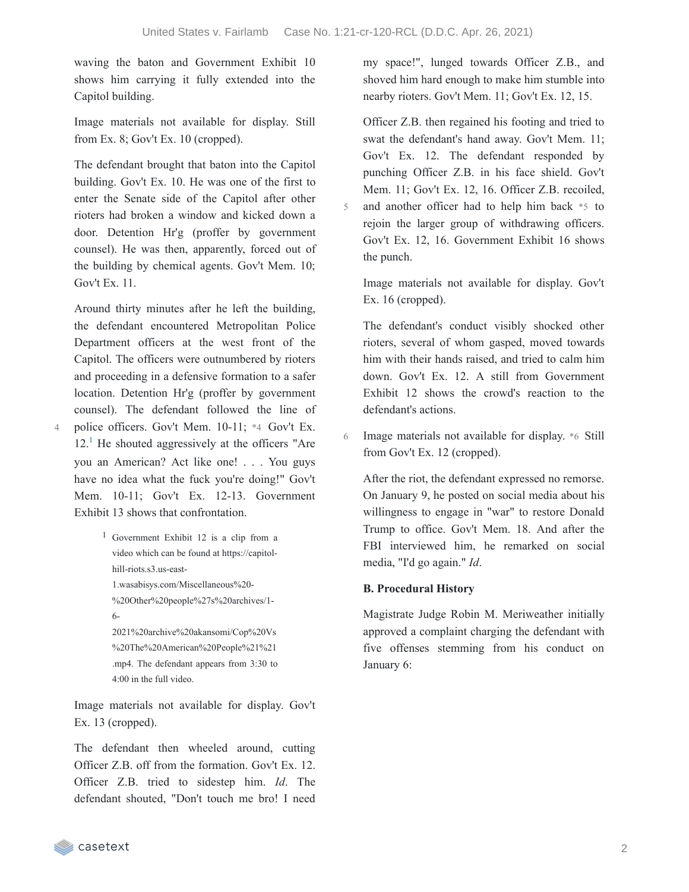waving the baton and Government Exhibit 10 shows him carrying it fully extended into the Capitol building.

Image materials not available for display. Still from Ex. 8; Gov't Ex. 10 (cropped).

The defendant brought that baton into the Capitol building. Gov't Ex. 10. He was one of the first to enter the Senate side of the Capitol after other rioters had broken a window and kicked down a door. Detention Hr'g (proffer by government counsel). He was then, apparently, forced out of the building by chemical agents. Gov't Mem. 10; Gov't Ex. 11.

Around thirty minutes after he left the building, the defendant encountered Metropolitan Police Department officers at the west front of the Capitol. The officers were outnumbered by rioters and proceeding in a defensive formation to a safer location. Detention Hr'g (proffer by government counsel). The defendant followed the line of police officers. Gov't Mem. 10-11; *4 Gov't Ex. 12.[1] He shouted aggressively at the officers "Are you an American? Act like one! . . . You guys have no idea what the fuck you're doing!" Gov't Mem. 10-11; Gov't Ex. 12-13. Government Exhibit 13 shows that confrontation.

[1] Government Exhibit 12 is a clip from a video which can be found at https://capitol-hill-riots.s3.us-east-1.wasabisys.com/Miscellaneous%20-%20Other%20people%27s%20archives/1-6-2021%20archive%20akansomi/Cop%20Vs%20The%20American%20People%21%21.mp4. The defendant appears from 3:30 to 4:00 in the full video.

Image materials not available for display. Gov't Ex. 13 (cropped).

The defendant then wheeled around, cutting Officer Z.B. off from the formation. Gov't Ex. 12. Officer Z.B. tried to sidestep him. *Id*. The defendant shouted, "Don't touch me bro! I need my space!", lunged towards Officer Z.B., and shoved him hard enough to make him stumble into nearby rioters. Gov't Mem. 11; Gov't Ex. 12, 15.

Officer Z.B. then regained his footing and tried to swat the defendant's hand away. Gov't Mem. 11; Gov't Ex. 12. The defendant responded by punching Officer Z.B. in his face shield. Gov't Mem. 11; Gov't Ex. 12, 16. Officer Z.B. recoiled, and another officer had to help him back *5 to rejoin the larger group of withdrawing officers. Gov't Ex. 12, 16. Government Exhibit 16 shows the punch.

Image materials not available for display. Gov't Ex. 16 (cropped).

The defendant's conduct visibly shocked other rioters, several of whom gasped, moved towards him with their hands raised, and tried to calm him down. Gov't Ex. 12. A still from Government Exhibit 12 shows the crowd's reaction to the defendant's actions.

Image materials not available for display. *6 Still from Gov't Ex. 12 (cropped).

After the riot, the defendant expressed no remorse. On January 9, he posted on social media about his willingness to engage in "war" to restore Donald Trump to office. Gov't Mem. 18. And after the FBI interviewed him, he remarked on social media, "I'd go again." *Id*.

### B. Procedural History

Magistrate Judge Robin M. Meriweather initially approved a complaint charging the defendant with five offenses stemming from his conduct on January 6: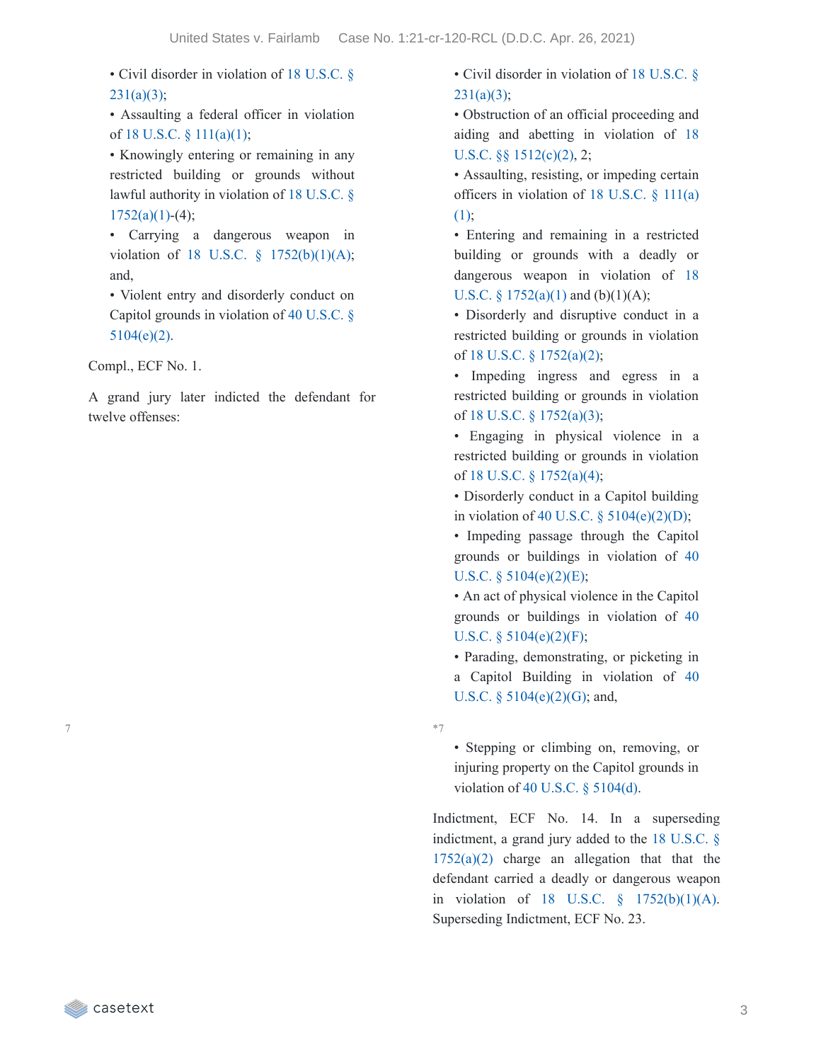- Civil disorder in violation of 18 U.S.C. § 231(a)(3);
- Assaulting a federal officer in violation of 18 U.S.C. § 111(a)(1);
- Knowingly entering or remaining in any restricted building or grounds without lawful authority in violation of 18 U.S.C. § 1752(a)(1)-(4);
- Carrying a dangerous weapon in violation of 18 U.S.C. § 1752(b)(1)(A); and,
- Violent entry and disorderly conduct on Capitol grounds in violation of 40 U.S.C. § 5104(e)(2).

Compl., ECF No. 1.

A grand jury later indicted the defendant for twelve offenses:

- Civil disorder in violation of 18 U.S.C. § 231(a)(3);
- Obstruction of an official proceeding and aiding and abetting in violation of 18 U.S.C. §§ 1512(c)(2), 2;
- Assaulting, resisting, or impeding certain officers in violation of 18 U.S.C. § 111(a)(1);
- Entering and remaining in a restricted building or grounds with a deadly or dangerous weapon in violation of 18 U.S.C. § 1752(a)(1) and (b)(1)(A);
- Disorderly and disruptive conduct in a restricted building or grounds in violation of 18 U.S.C. § 1752(a)(2);
- Impeding ingress and egress in a restricted building or grounds in violation of 18 U.S.C. § 1752(a)(3);
- Engaging in physical violence in a restricted building or grounds in violation of 18 U.S.C. § 1752(a)(4);
- Disorderly conduct in a Capitol building in violation of 40 U.S.C. § 5104(e)(2)(D);
- Impeding passage through the Capitol grounds or buildings in violation of 40 U.S.C. § 5104(e)(2)(E);
- An act of physical violence in the Capitol grounds or buildings in violation of 40 U.S.C. § 5104(e)(2)(F);
- Parading, demonstrating, or picketing in a Capitol Building in violation of 40 U.S.C. § 5104(e)(2)(G); and,

*7

- Stepping or climbing on, removing, or injuring property on the Capitol grounds in violation of 40 U.S.C. § 5104(d).

Indictment, ECF No. 14. In a superseding indictment, a grand jury added to the 18 U.S.C. § 1752(a)(2) charge an allegation that that the defendant carried a deadly or dangerous weapon in violation of 18 U.S.C. § 1752(b)(1)(A). Superseding Indictment, ECF No. 23.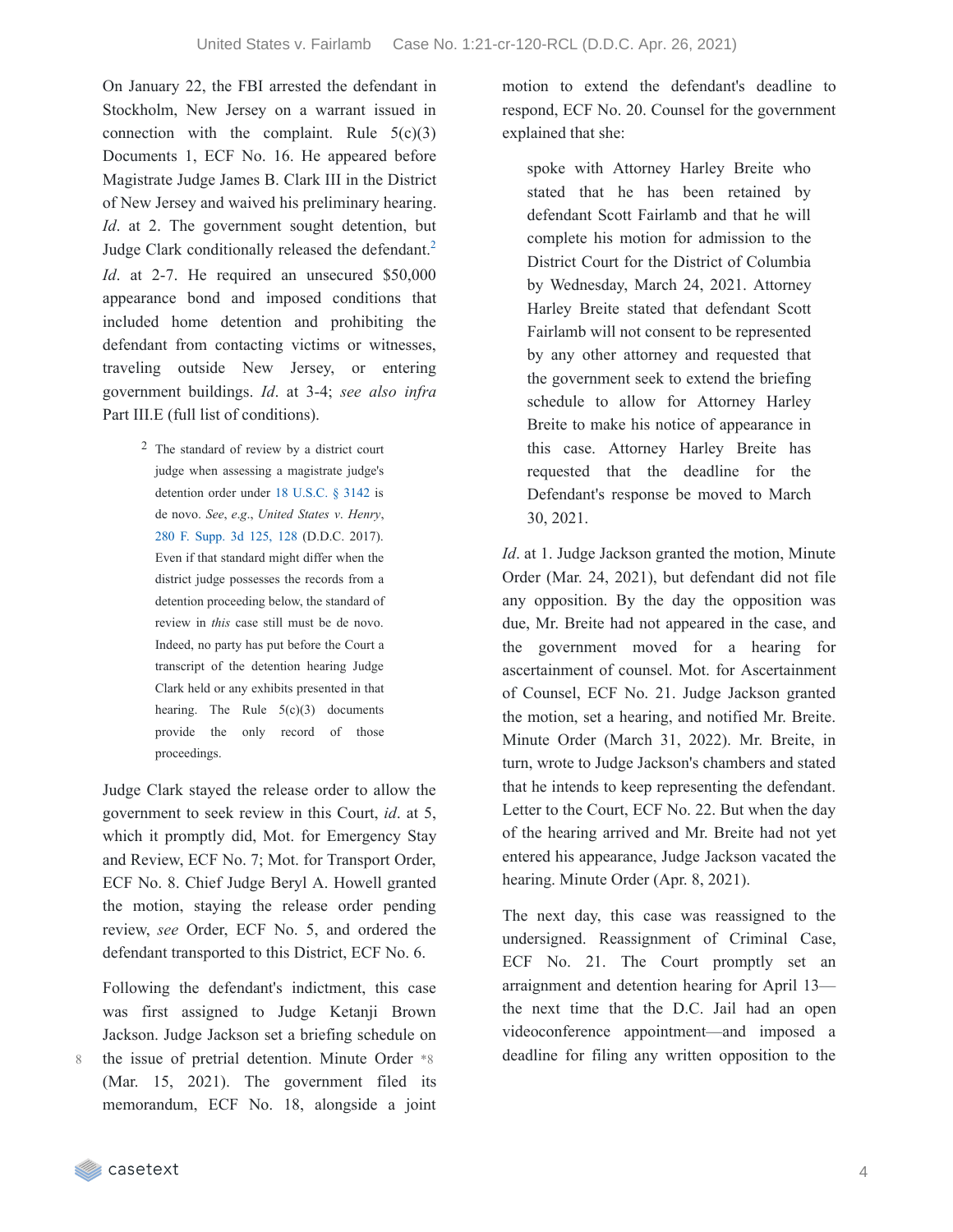On January 22, the FBI arrested the defendant in Stockholm, New Jersey on a warrant issued in connection with the complaint. Rule 5(c)(3) Documents 1, ECF No. 16. He appeared before Magistrate Judge James B. Clark III in the District of New Jersey and waived his preliminary hearing. *Id*. at 2. The government sought detention, but Judge Clark conditionally released the defendant.[2] *Id*. at 2-7. He required an unsecured $50,000 appearance bond and imposed conditions that included home detention and prohibiting the defendant from contacting victims or witnesses, traveling outside New Jersey, or entering government buildings. *Id*. at 3-4; *see also infra* Part III.E (full list of conditions).

> [2] The standard of review by a district court judge when assessing a magistrate judge's detention order under 18 U.S.C. § 3142 is de novo. *See*, *e.g.*, *United States v. Henry*, 280 F. Supp. 3d 125, 128 (D.D.C. 2017). Even if that standard might differ when the district judge possesses the records from a detention proceeding below, the standard of review in *this* case still must be de novo. Indeed, no party has put before the Court a transcript of the detention hearing Judge Clark held or any exhibits presented in that hearing. The Rule 5(c)(3) documents provide the only record of those proceedings.

Judge Clark stayed the release order to allow the government to seek review in this Court, *id*. at 5, which it promptly did, Mot. for Emergency Stay and Review, ECF No. 7; Mot. for Transport Order, ECF No. 8. Chief Judge Beryl A. Howell granted the motion, staying the release order pending review, *see* Order, ECF No. 5, and ordered the defendant transported to this District, ECF No. 6.

Following the defendant's indictment, this case was first assigned to Judge Ketanji Brown Jackson. Judge Jackson set a briefing schedule on the issue of pretrial detention. Minute Order *8 (Mar. 15, 2021). The government filed its memorandum, ECF No. 18, alongside a joint motion to extend the defendant's deadline to respond, ECF No. 20. Counsel for the government explained that she:

> spoke with Attorney Harley Breite who stated that he has been retained by defendant Scott Fairlamb and that he will complete his motion for admission to the District Court for the District of Columbia by Wednesday, March 24, 2021. Attorney Harley Breite stated that defendant Scott Fairlamb will not consent to be represented by any other attorney and requested that the government seek to extend the briefing schedule to allow for Attorney Harley Breite to make his notice of appearance in this case. Attorney Harley Breite has requested that the deadline for the Defendant's response be moved to March 30, 2021.

*Id*. at 1. Judge Jackson granted the motion, Minute Order (Mar. 24, 2021), but defendant did not file any opposition. By the day the opposition was due, Mr. Breite had not appeared in the case, and the government moved for a hearing for ascertainment of counsel. Mot. for Ascertainment of Counsel, ECF No. 21. Judge Jackson granted the motion, set a hearing, and notified Mr. Breite. Minute Order (March 31, 2022). Mr. Breite, in turn, wrote to Judge Jackson's chambers and stated that he intends to keep representing the defendant. Letter to the Court, ECF No. 22. But when the day of the hearing arrived and Mr. Breite had not yet entered his appearance, Judge Jackson vacated the hearing. Minute Order (Apr. 8, 2021).

The next day, this case was reassigned to the undersigned. Reassignment of Criminal Case, ECF No. 21. The Court promptly set an arraignment and detention hearing for April 13—the next time that the D.C. Jail had an open videoconference appointment—and imposed a deadline for filing any written opposition to the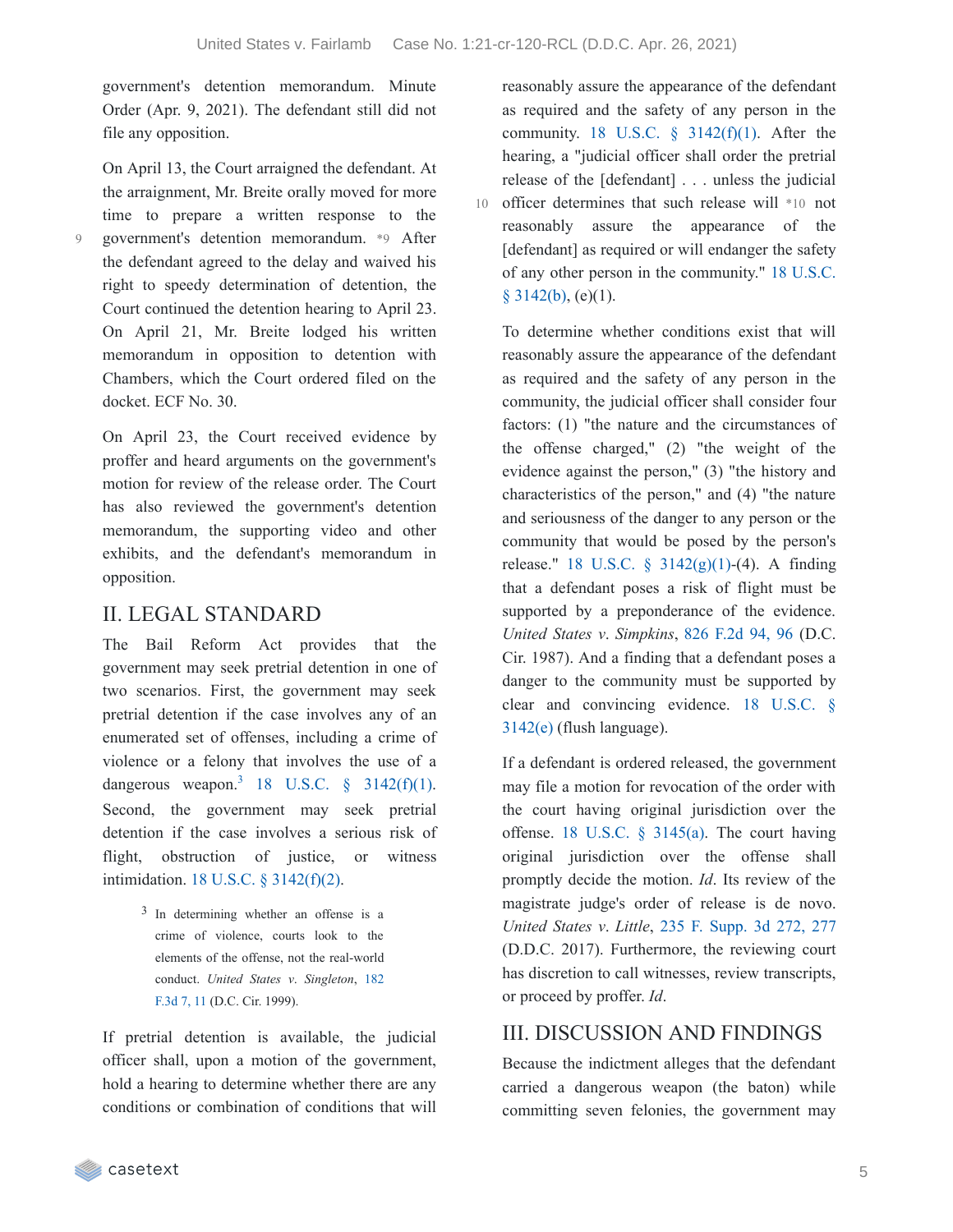government's detention memorandum. Minute Order (Apr. 9, 2021). The defendant still did not file any opposition.

On April 13, the Court arraigned the defendant. At the arraignment, Mr. Breite orally moved for more time to prepare a written response to the government's detention memorandum. *9 After the defendant agreed to the delay and waived his right to speedy determination of detention, the Court continued the detention hearing to April 23. On April 21, Mr. Breite lodged his written memorandum in opposition to detention with Chambers, which the Court ordered filed on the docket. ECF No. 30.

On April 23, the Court received evidence by proffer and heard arguments on the government's motion for review of the release order. The Court has also reviewed the government's detention memorandum, the supporting video and other exhibits, and the defendant's memorandum in opposition.

## II. LEGAL STANDARD

The Bail Reform Act provides that the government may seek pretrial detention in one of two scenarios. First, the government may seek pretrial detention if the case involves any of an enumerated set of offenses, including a crime of violence or a felony that involves the use of a dangerous weapon.[3] 18 U.S.C. § 3142(f)(1). Second, the government may seek pretrial detention if the case involves a serious risk of flight, obstruction of justice, or witness intimidation. 18 U.S.C. § 3142(f)(2).

[3] In determining whether an offense is a crime of violence, courts look to the elements of the offense, not the real-world conduct. *United States v. Singleton*, 182 F.3d 7, 11 (D.C. Cir. 1999).

If pretrial detention is available, the judicial officer shall, upon a motion of the government, hold a hearing to determine whether there are any conditions or combination of conditions that will reasonably assure the appearance of the defendant as required and the safety of any person in the community. 18 U.S.C. § 3142(f)(1). After the hearing, a "judicial officer shall order the pretrial release of the [defendant] . . . unless the judicial officer determines that such release will *10 not reasonably assure the appearance of the [defendant] as required or will endanger the safety of any other person in the community." 18 U.S.C. § 3142(b), (e)(1).

To determine whether conditions exist that will reasonably assure the appearance of the defendant as required and the safety of any person in the community, the judicial officer shall consider four factors: (1) "the nature and the circumstances of the offense charged," (2) "the weight of the evidence against the person," (3) "the history and characteristics of the person," and (4) "the nature and seriousness of the danger to any person or the community that would be posed by the person's release." 18 U.S.C. § 3142(g)(1)-(4). A finding that a defendant poses a risk of flight must be supported by a preponderance of the evidence. *United States v. Simpkins*, 826 F.2d 94, 96 (D.C. Cir. 1987). And a finding that a defendant poses a danger to the community must be supported by clear and convincing evidence. 18 U.S.C. § 3142(e) (flush language).

If a defendant is ordered released, the government may file a motion for revocation of the order with the court having original jurisdiction over the offense. 18 U.S.C. § 3145(a). The court having original jurisdiction over the offense shall promptly decide the motion. *Id*. Its review of the magistrate judge's order of release is de novo. *United States v. Little*, 235 F. Supp. 3d 272, 277 (D.D.C. 2017). Furthermore, the reviewing court has discretion to call witnesses, review transcripts, or proceed by proffer. *Id*.

## III. DISCUSSION AND FINDINGS

Because the indictment alleges that the defendant carried a dangerous weapon (the baton) while committing seven felonies, the government may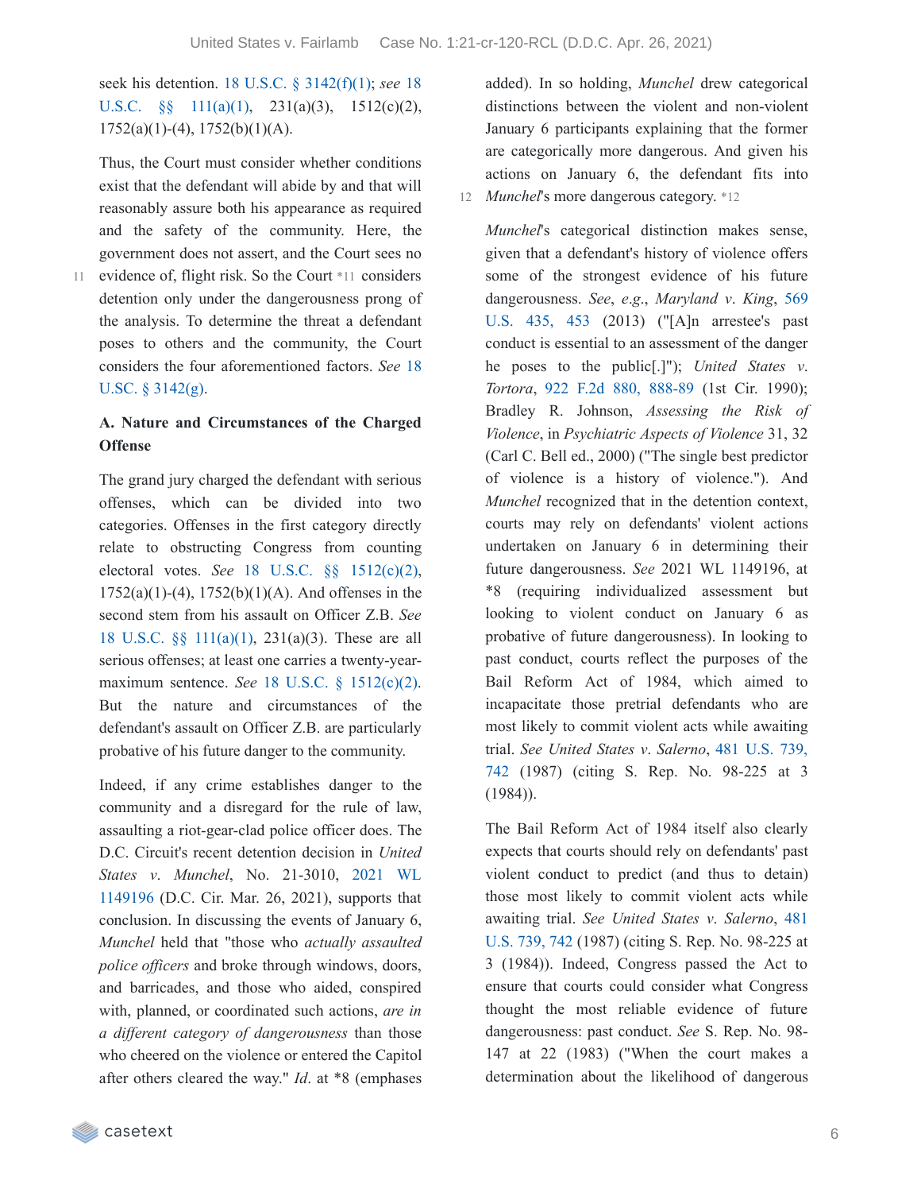seek his detention. 18 U.S.C. § 3142(f)(1); *see* 18 U.S.C. §§ 111(a)(1), 231(a)(3), 1512(c)(2), 1752(a)(1)-(4), 1752(b)(1)(A).

Thus, the Court must consider whether conditions exist that the defendant will abide by and that will reasonably assure both his appearance as required and the safety of the community. Here, the government does not assert, and the Court sees no evidence of, flight risk. So the Court *11 considers detention only under the dangerousness prong of the analysis. To determine the threat a defendant poses to others and the community, the Court considers the four aforementioned factors. *See* 18 U.S.C. § 3142(g).

### A. Nature and Circumstances of the Charged Offense

The grand jury charged the defendant with serious offenses, which can be divided into two categories. Offenses in the first category directly relate to obstructing Congress from counting electoral votes. *See* 18 U.S.C. §§ 1512(c)(2), 1752(a)(1)-(4), 1752(b)(1)(A). And offenses in the second stem from his assault on Officer Z.B. *See* 18 U.S.C. §§ 111(a)(1), 231(a)(3). These are all serious offenses; at least one carries a twenty-year-maximum sentence. *See* 18 U.S.C. § 1512(c)(2). But the nature and circumstances of the defendant's assault on Officer Z.B. are particularly probative of his future danger to the community.

Indeed, if any crime establishes danger to the community and a disregard for the rule of law, assaulting a riot-gear-clad police officer does. The D.C. Circuit's recent detention decision in *United States v. Munchel*, No. 21-3010, 2021 WL 1149196 (D.C. Cir. Mar. 26, 2021), supports that conclusion. In discussing the events of January 6, *Munchel* held that "those who *actually assaulted police officers* and broke through windows, doors, and barricades, and those who aided, conspired with, planned, or coordinated such actions, *are in a different category of dangerousness* than those who cheered on the violence or entered the Capitol after others cleared the way." *Id*. at *8 (emphases added). In so holding, *Munchel* drew categorical distinctions between the violent and non-violent January 6 participants explaining that the former are categorically more dangerous. And given his actions on January 6, the defendant fits into *Munchel*'s more dangerous category. *12

*Munchel*'s categorical distinction makes sense, given that a defendant's history of violence offers some of the strongest evidence of his future dangerousness. *See*, *e.g.*, *Maryland v. King*, 569 U.S. 435, 453 (2013) ("[A]n arrestee's past conduct is essential to an assessment of the danger he poses to the public[.]"); *United States v. Tortora*, 922 F.2d 880, 888-89 (1st Cir. 1990); Bradley R. Johnson, *Assessing the Risk of Violence*, in *Psychiatric Aspects of Violence* 31, 32 (Carl C. Bell ed., 2000) ("The single best predictor of violence is a history of violence."). And *Munchel* recognized that in the detention context, courts may rely on defendants' violent actions undertaken on January 6 in determining their future dangerousness. *See* 2021 WL 1149196, at *8 (requiring individualized assessment but looking to violent conduct on January 6 as probative of future dangerousness). In looking to past conduct, courts reflect the purposes of the Bail Reform Act of 1984, which aimed to incapacitate those pretrial defendants who are most likely to commit violent acts while awaiting trial. *See United States v. Salerno*, 481 U.S. 739, 742 (1987) (citing S. Rep. No. 98-225 at 3 (1984)).

The Bail Reform Act of 1984 itself also clearly expects that courts should rely on defendants' past violent conduct to predict (and thus to detain) those most likely to commit violent acts while awaiting trial. *See United States v. Salerno*, 481 U.S. 739, 742 (1987) (citing S. Rep. No. 98-225 at 3 (1984)). Indeed, Congress passed the Act to ensure that courts could consider what Congress thought the most reliable evidence of future dangerousness: past conduct. *See* S. Rep. No. 98-147 at 22 (1983) ("When the court makes a determination about the likelihood of dangerous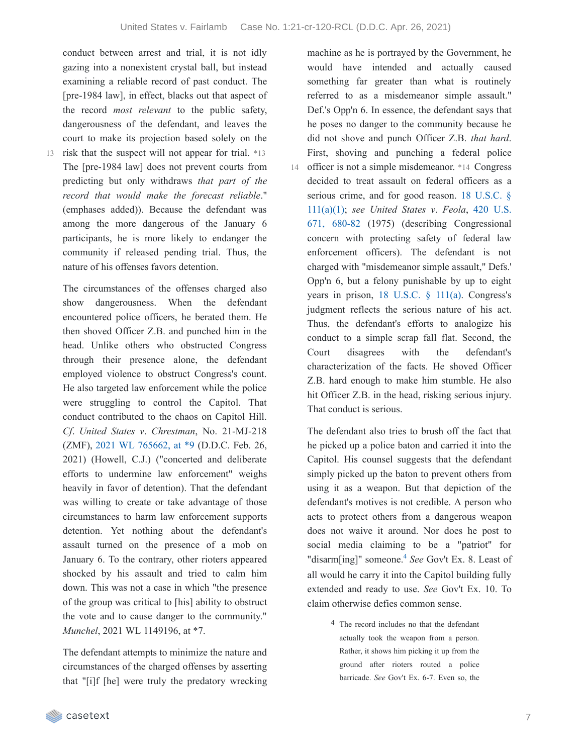conduct between arrest and trial, it is not idly gazing into a nonexistent crystal ball, but instead examining a reliable record of past conduct. The [pre-1984 law], in effect, blacks out that aspect of the record *most relevant* to the public safety, dangerousness of the defendant, and leaves the court to make its projection based solely on the risk that the suspect will not appear for trial. *13 The [pre-1984 law] does not prevent courts from predicting but only withdraws *that part of the record that would make the forecast reliable*." (emphases added)). Because the defendant was among the more dangerous of the January 6 participants, he is more likely to endanger the community if released pending trial. Thus, the nature of his offenses favors detention.

The circumstances of the offenses charged also show dangerousness. When the defendant encountered police officers, he berated them. He then shoved Officer Z.B. and punched him in the head. Unlike others who obstructed Congress through their presence alone, the defendant employed violence to obstruct Congress's count. He also targeted law enforcement while the police were struggling to control the Capitol. That conduct contributed to the chaos on Capitol Hill. *Cf. United States v. Chrestman*, No. 21-MJ-218 (ZMF), 2021 WL 765662, at *9 (D.D.C. Feb. 26, 2021) (Howell, C.J.) ("concerted and deliberate efforts to undermine law enforcement" weighs heavily in favor of detention). That the defendant was willing to create or take advantage of those circumstances to harm law enforcement supports detention. Yet nothing about the defendant's assault turned on the presence of a mob on January 6. To the contrary, other rioters appeared shocked by his assault and tried to calm him down. This was not a case in which "the presence of the group was critical to [his] ability to obstruct the vote and to cause danger to the community." *Munchel*, 2021 WL 1149196, at *7.

The defendant attempts to minimize the nature and circumstances of the charged offenses by asserting that "[i]f [he] were truly the predatory wrecking machine as he is portrayed by the Government, he would have intended and actually caused something far greater than what is routinely referred to as a misdemeanor simple assault." Def.'s Opp'n 6. In essence, the defendant says that he poses no danger to the community because he did not shove and punch Officer Z.B. *that hard*. First, shoving and punching a federal police officer is not a simple misdemeanor. *14 Congress decided to treat assault on federal officers as a serious crime, and for good reason. 18 U.S.C. § 111(a)(1); *see United States v. Feola*, 420 U.S. 671, 680-82 (1975) (describing Congressional concern with protecting safety of federal law enforcement officers). The defendant is not charged with "misdemeanor simple assault," Defs.' Opp'n 6, but a felony punishable by up to eight years in prison, 18 U.S.C. § 111(a). Congress's judgment reflects the serious nature of his act. Thus, the defendant's efforts to analogize his conduct to a simple scrap fall flat. Second, the Court disagrees with the defendant's characterization of the facts. He shoved Officer Z.B. hard enough to make him stumble. He also hit Officer Z.B. in the head, risking serious injury. That conduct is serious.

The defendant also tries to brush off the fact that he picked up a police baton and carried it into the Capitol. His counsel suggests that the defendant simply picked up the baton to prevent others from using it as a weapon. But that depiction of the defendant's motives is not credible. A person who acts to protect others from a dangerous weapon does not waive it around. Nor does he post to social media claiming to be a "patriot" for "disarm[ing]" someone.[4] *See* Gov't Ex. 8. Least of all would he carry it into the Capitol building fully extended and ready to use. *See* Gov't Ex. 10. To claim otherwise defies common sense.

[4] The record includes no that the defendant actually took the weapon from a person. Rather, it shows him picking it up from the ground after rioters routed a police barricade. *See* Gov't Ex. 6-7. Even so, the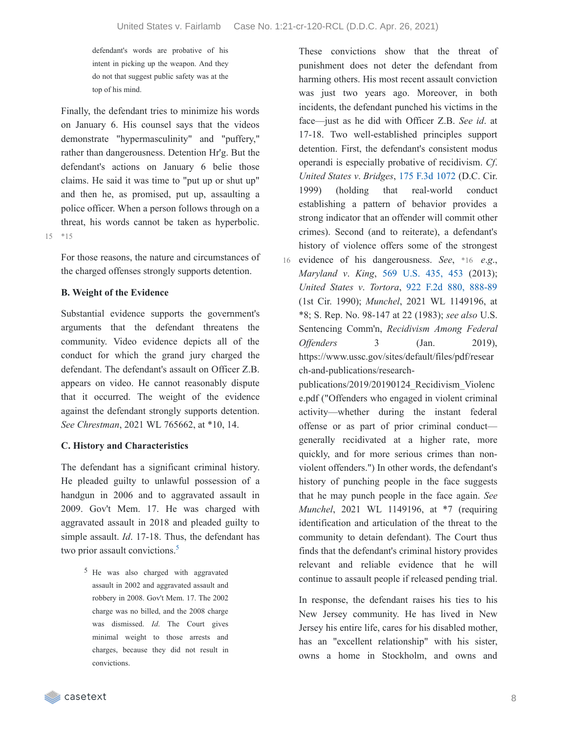defendant's words are probative of his intent in picking up the weapon. And they do not that suggest public safety was at the top of his mind.

Finally, the defendant tries to minimize his words on January 6. His counsel says that the videos demonstrate "hypermasculinity" and "puffery," rather than dangerousness. Detention Hr'g. But the defendant's actions on January 6 belie those claims. He said it was time to "put up or shut up" and then he, as promised, put up, assaulting a police officer. When a person follows through on a threat, his words cannot be taken as hyperbolic. *15

For those reasons, the nature and circumstances of the charged offenses strongly supports detention.

### B. Weight of the Evidence

Substantial evidence supports the government's arguments that the defendant threatens the community. Video evidence depicts all of the conduct for which the grand jury charged the defendant. The defendant's assault on Officer Z.B. appears on video. He cannot reasonably dispute that it occurred. The weight of the evidence against the defendant strongly supports detention. *See Chrestman*, 2021 WL 765662, at *10, 14.

### C. History and Characteristics

The defendant has a significant criminal history. He pleaded guilty to unlawful possession of a handgun in 2006 and to aggravated assault in 2009. Gov't Mem. 17. He was charged with aggravated assault in 2018 and pleaded guilty to simple assault. *Id*. 17-18. Thus, the defendant has two prior assault convictions.[5]

> [5] He was also charged with aggravated assault in 2002 and aggravated assault and robbery in 2008. Gov't Mem. 17. The 2002 charge was no billed, and the 2008 charge was dismissed. *Id*. The Court gives minimal weight to those arrests and charges, because they did not result in convictions.

These convictions show that the threat of punishment does not deter the defendant from harming others. His most recent assault conviction was just two years ago. Moreover, in both incidents, the defendant punched his victims in the face—just as he did with Officer Z.B. *See id*. at 17-18. Two well-established principles support detention. First, the defendant's consistent modus operandi is especially probative of recidivism. *Cf. United States v. Bridges*, 175 F.3d 1072 (D.C. Cir. 1999) (holding that real-world conduct establishing a pattern of behavior provides a strong indicator that an offender will commit other crimes). Second (and to reiterate), a defendant's history of violence offers some of the strongest evidence of his dangerousness. *See*, *16 *e.g.*, *Maryland v. King*, 569 U.S. 435, 453 (2013); *United States v. Tortora*, 922 F.2d 880, 888-89 (1st Cir. 1990); *Munchel*, 2021 WL 1149196, at *8; S. Rep. No. 98-147 at 22 (1983); *see also* U.S. Sentencing Comm'n, *Recidivism Among Federal Offenders* 3 (Jan. 2019), https://www.ussc.gov/sites/default/files/pdf/research-and-publications/research-publications/2019/20190124_Recidivism_Violence.pdf ("Offenders who engaged in violent criminal activity—whether during the instant federal offense or as part of prior criminal conduct—generally recidivated at a higher rate, more quickly, and for more serious crimes than non-violent offenders.") In other words, the defendant's history of punching people in the face suggests that he may punch people in the face again. *See Munchel*, 2021 WL 1149196, at *7 (requiring identification and articulation of the threat to the community to detain defendant). The Court thus finds that the defendant's criminal history provides relevant and reliable evidence that he will continue to assault people if released pending trial.

In response, the defendant raises his ties to his New Jersey community. He has lived in New Jersey his entire life, cares for his disabled mother, has an "excellent relationship" with his sister, owns a home in Stockholm, and owns and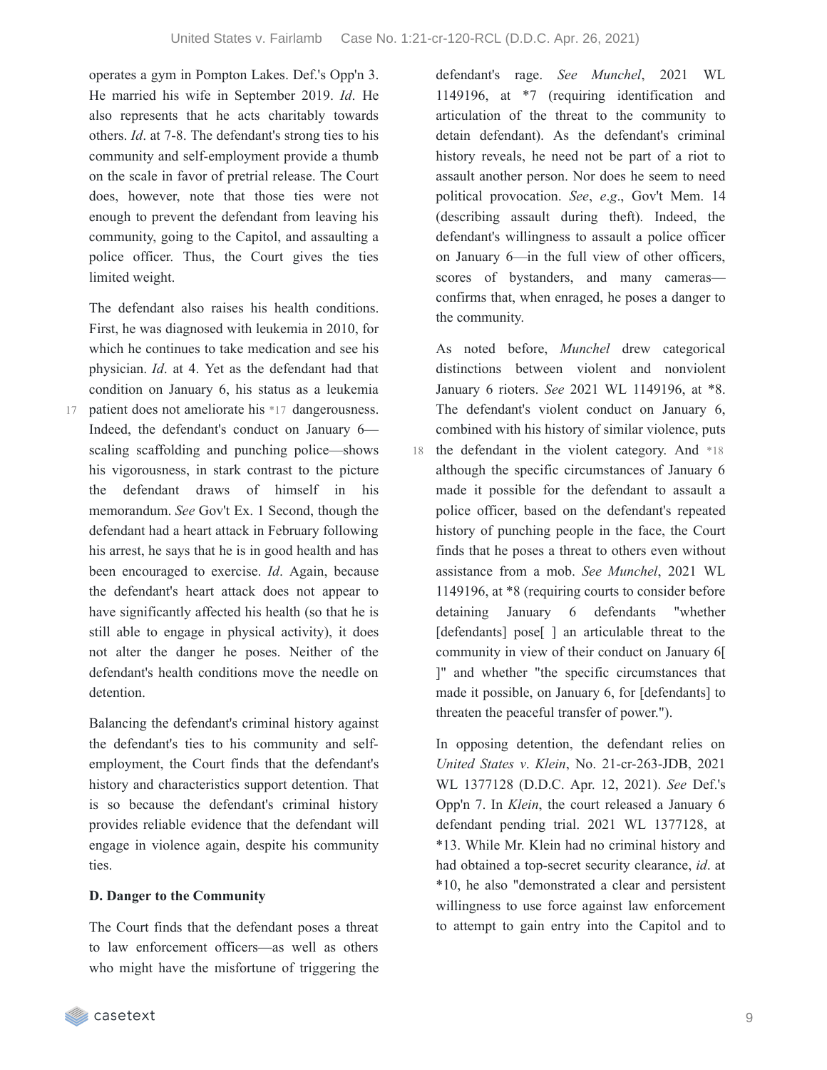operates a gym in Pompton Lakes. Def.'s Opp'n 3. He married his wife in September 2019. *Id*. He also represents that he acts charitably towards others. *Id*. at 7-8. The defendant's strong ties to his community and self-employment provide a thumb on the scale in favor of pretrial release. The Court does, however, note that those ties were not enough to prevent the defendant from leaving his community, going to the Capitol, and assaulting a police officer. Thus, the Court gives the ties limited weight.

The defendant also raises his health conditions. First, he was diagnosed with leukemia in 2010, for which he continues to take medication and see his physician. *Id*. at 4. Yet as the defendant had that condition on January 6, his status as a leukemia patient does not ameliorate his *17 dangerousness. Indeed, the defendant's conduct on January 6—scaling scaffolding and punching police—shows his vigorousness, in stark contrast to the picture the defendant draws of himself in his memorandum. *See* Gov't Ex. 1 Second, though the defendant had a heart attack in February following his arrest, he says that he is in good health and has been encouraged to exercise. *Id*. Again, because the defendant's heart attack does not appear to have significantly affected his health (so that he is still able to engage in physical activity), it does not alter the danger he poses. Neither of the defendant's health conditions move the needle on detention.

Balancing the defendant's criminal history against the defendant's ties to his community and self-employment, the Court finds that the defendant's history and characteristics support detention. That is so because the defendant's criminal history provides reliable evidence that the defendant will engage in violence again, despite his community ties.

**D. Danger to the Community**

The Court finds that the defendant poses a threat to law enforcement officers—as well as others who might have the misfortune of triggering the defendant's rage. *See Munchel*, 2021 WL 1149196, at *7 (requiring identification and articulation of the threat to the community to detain defendant). As the defendant's criminal history reveals, he need not be part of a riot to assault another person. Nor does he seem to need political provocation. *See*, *e.g*., Gov't Mem. 14 (describing assault during theft). Indeed, the defendant's willingness to assault a police officer on January 6—in the full view of other officers, scores of bystanders, and many cameras—confirms that, when enraged, he poses a danger to the community.

As noted before, *Munchel* drew categorical distinctions between violent and nonviolent January 6 rioters. *See* 2021 WL 1149196, at *8. The defendant's violent conduct on January 6, combined with his history of similar violence, puts the defendant in the violent category. And *18 although the specific circumstances of January 6 made it possible for the defendant to assault a police officer, based on the defendant's repeated history of punching people in the face, the Court finds that he poses a threat to others even without assistance from a mob. *See Munchel*, 2021 WL 1149196, at *8 (requiring courts to consider before detaining January 6 defendants "whether [defendants] pose[ ] an articulable threat to the community in view of their conduct on January 6[ ]" and whether "the specific circumstances that made it possible, on January 6, for [defendants] to threaten the peaceful transfer of power.").

In opposing detention, the defendant relies on *United States v. Klein*, No. 21-cr-263-JDB, 2021 WL 1377128 (D.D.C. Apr. 12, 2021). *See* Def.'s Opp'n 7. In *Klein*, the court released a January 6 defendant pending trial. 2021 WL 1377128, at *13. While Mr. Klein had no criminal history and had obtained a top-secret security clearance, *id*. at *10, he also "demonstrated a clear and persistent willingness to use force against law enforcement to attempt to gain entry into the Capitol and to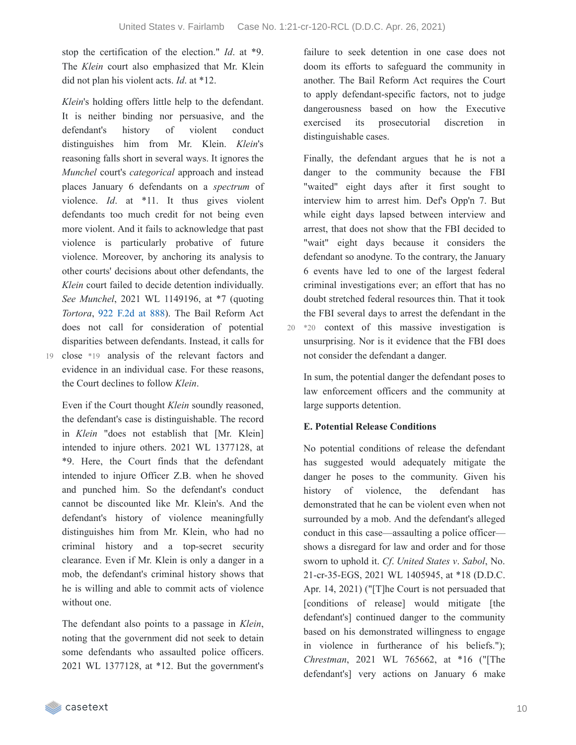stop the certification of the election." *Id*. at *9. The *Klein* court also emphasized that Mr. Klein did not plan his violent acts. *Id*. at *12.

*Klein*'s holding offers little help to the defendant. It is neither binding nor persuasive, and the defendant's history of violent conduct distinguishes him from Mr. Klein. *Klein*'s reasoning falls short in several ways. It ignores the *Munchel* court's *categorical* approach and instead places January 6 defendants on a *spectrum* of violence. *Id*. at *11. It thus gives violent defendants too much credit for not being even more violent. And it fails to acknowledge that past violence is particularly probative of future violence. Moreover, by anchoring its analysis to other courts' decisions about other defendants, the *Klein* court failed to decide detention individually. *See Munchel*, 2021 WL 1149196, at *7 (quoting *Tortora*, 922 F.2d at 888). The Bail Reform Act does not call for consideration of potential disparities between defendants. Instead, it calls for close *19 analysis of the relevant factors and evidence in an individual case. For these reasons, the Court declines to follow *Klein*.

Even if the Court thought *Klein* soundly reasoned, the defendant's case is distinguishable. The record in *Klein* "does not establish that [Mr. Klein] intended to injure others. 2021 WL 1377128, at *9. Here, the Court finds that the defendant intended to injure Officer Z.B. when he shoved and punched him. So the defendant's conduct cannot be discounted like Mr. Klein's. And the defendant's history of violence meaningfully distinguishes him from Mr. Klein, who had no criminal history and a top-secret security clearance. Even if Mr. Klein is only a danger in a mob, the defendant's criminal history shows that he is willing and able to commit acts of violence without one.

The defendant also points to a passage in *Klein*, noting that the government did not seek to detain some defendants who assaulted police officers. 2021 WL 1377128, at *12. But the government's failure to seek detention in one case does not doom its efforts to safeguard the community in another. The Bail Reform Act requires the Court to apply defendant-specific factors, not to judge dangerousness based on how the Executive exercised its prosecutorial discretion in distinguishable cases.

Finally, the defendant argues that he is not a danger to the community because the FBI "waited" eight days after it first sought to interview him to arrest him. Def's Opp'n 7. But while eight days lapsed between interview and arrest, that does not show that the FBI decided to "wait" eight days because it considers the defendant so anodyne. To the contrary, the January 6 events have led to one of the largest federal criminal investigations ever; an effort that has no doubt stretched federal resources thin. That it took the FBI several days to arrest the defendant in the *20 context of this massive investigation is unsurprising. Nor is it evidence that the FBI does not consider the defendant a danger.

In sum, the potential danger the defendant poses to law enforcement officers and the community at large supports detention.

**E. Potential Release Conditions**

No potential conditions of release the defendant has suggested would adequately mitigate the danger he poses to the community. Given his history of violence, the defendant has demonstrated that he can be violent even when not surrounded by a mob. And the defendant's alleged conduct in this case—assaulting a police officer—shows a disregard for law and order and for those sworn to uphold it. *Cf. United States v. Sabol*, No. 21-cr-35-EGS, 2021 WL 1405945, at *18 (D.D.C. Apr. 14, 2021) ("[T]he Court is not persuaded that [conditions of release] would mitigate [the defendant's] continued danger to the community based on his demonstrated willingness to engage in violence in furtherance of his beliefs."); *Chrestman*, 2021 WL 765662, at *16 ("[The defendant's] very actions on January 6 make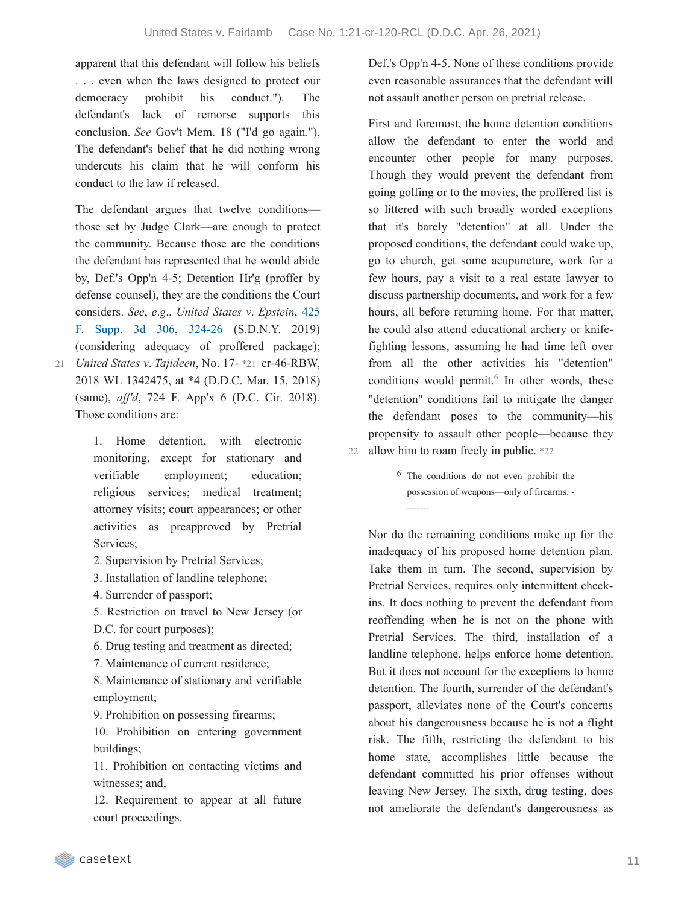apparent that this defendant will follow his beliefs . . . even when the laws designed to protect our democracy prohibit his conduct."). The defendant's lack of remorse supports this conclusion. *See* Gov't Mem. 18 ("I'd go again."). The defendant's belief that he did nothing wrong undercuts his claim that he will conform his conduct to the law if released.

The defendant argues that twelve conditions—those set by Judge Clark—are enough to protect the community. Because those are the conditions the defendant has represented that he would abide by, Def.'s Opp'n 4-5; Detention Hr'g (proffer by defense counsel), they are the conditions the Court considers. *See*, *e.g.*, *United States v. Epstein*, 425 F. Supp. 3d 306, 324-26 (S.D.N.Y. 2019) (considering adequacy of proffered package); *United States v. Tajideen*, No. 17- *21 cr-46-RBW, 2018 WL 1342475, at *4 (D.D.C. Mar. 15, 2018) (same), *aff'd*, 724 F. App'x 6 (D.C. Cir. 2018). Those conditions are:

1. Home detention, with electronic monitoring, except for stationary and verifiable employment; education; religious services; medical treatment; attorney visits; court appearances; or other activities as preapproved by Pretrial Services;
2. Supervision by Pretrial Services;
3. Installation of landline telephone;
4. Surrender of passport;
5. Restriction on travel to New Jersey (or D.C. for court purposes);
6. Drug testing and treatment as directed;
7. Maintenance of current residence;
8. Maintenance of stationary and verifiable employment;
9. Prohibition on possessing firearms;
10. Prohibition on entering government buildings;
11. Prohibition on contacting victims and witnesses; and,
12. Requirement to appear at all future court proceedings.

Def.'s Opp'n 4-5. None of these conditions provide even reasonable assurances that the defendant will not assault another person on pretrial release.

First and foremost, the home detention conditions allow the defendant to enter the world and encounter other people for many purposes. Though they would prevent the defendant from going golfing or to the movies, the proffered list is so littered with such broadly worded exceptions that it's barely "detention" at all. Under the proposed conditions, the defendant could wake up, go to church, get some acupuncture, work for a few hours, pay a visit to a real estate lawyer to discuss partnership documents, and work for a few hours, all before returning home. For that matter, he could also attend educational archery or knife-fighting lessons, assuming he had time left over from all the other activities his "detention" conditions would permit.[6] In other words, these "detention" conditions fail to mitigate the danger the defendant poses to the community—his propensity to assault other people—because they allow him to roam freely in public. *22

[6] The conditions do not even prohibit the possession of weapons—only of firearms. -------

Nor do the remaining conditions make up for the inadequacy of his proposed home detention plan. Take them in turn. The second, supervision by Pretrial Services, requires only intermittent check-ins. It does nothing to prevent the defendant from reoffending when he is not on the phone with Pretrial Services. The third, installation of a landline telephone, helps enforce home detention. But it does not account for the exceptions to home detention. The fourth, surrender of the defendant's passport, alleviates none of the Court's concerns about his dangerousness because he is not a flight risk. The fifth, restricting the defendant to his home state, accomplishes little because the defendant committed his prior offenses without leaving New Jersey. The sixth, drug testing, does not ameliorate the defendant's dangerousness as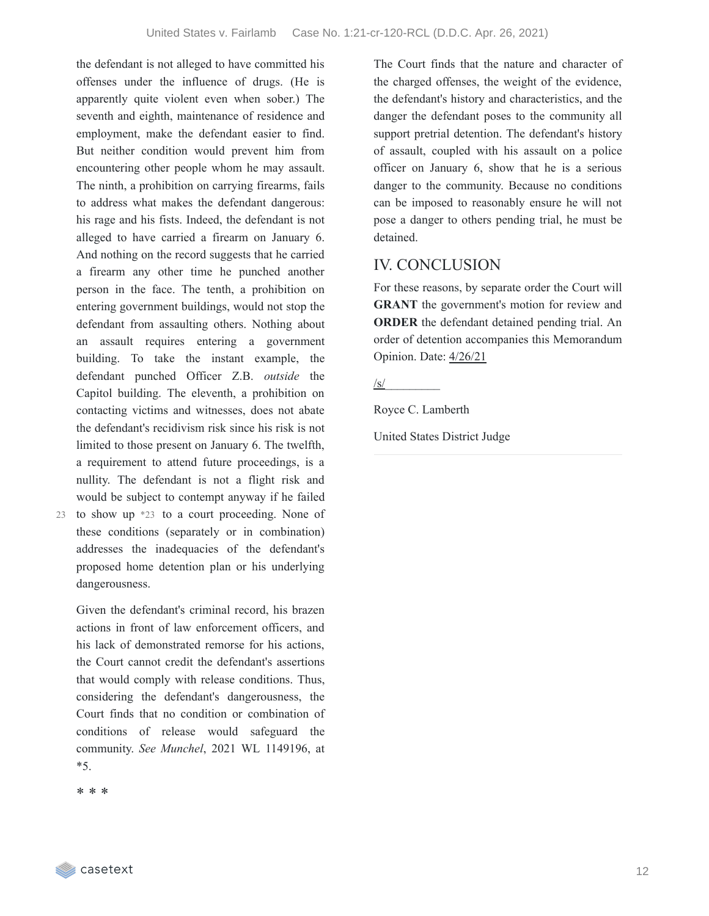the defendant is not alleged to have committed his offenses under the influence of drugs. (He is apparently quite violent even when sober.) The seventh and eighth, maintenance of residence and employment, make the defendant easier to find. But neither condition would prevent him from encountering other people whom he may assault. The ninth, a prohibition on carrying firearms, fails to address what makes the defendant dangerous: his rage and his fists. Indeed, the defendant is not alleged to have carried a firearm on January 6. And nothing on the record suggests that he carried a firearm any other time he punched another person in the face. The tenth, a prohibition on entering government buildings, would not stop the defendant from assaulting others. Nothing about an assault requires entering a government building. To take the instant example, the defendant punched Officer Z.B. *outside* the Capitol building. The eleventh, a prohibition on contacting victims and witnesses, does not abate the defendant's recidivism risk since his risk is not limited to those present on January 6. The twelfth, a requirement to attend future proceedings, is a nullity. The defendant is not a flight risk and would be subject to contempt anyway if he failed to show up *23 to a court proceeding. None of these conditions (separately or in combination) addresses the inadequacies of the defendant's proposed home detention plan or his underlying dangerousness.

Given the defendant's criminal record, his brazen actions in front of law enforcement officers, and his lack of demonstrated remorse for his actions, the Court cannot credit the defendant's assertions that would comply with release conditions. Thus, considering the defendant's dangerousness, the Court finds that no condition or combination of conditions of release would safeguard the community. *See Munchel*, 2021 WL 1149196, at *5.

* * *

The Court finds that the nature and character of the charged offenses, the weight of the evidence, the defendant's history and characteristics, and the danger the defendant poses to the community all support pretrial detention. The defendant's history of assault, coupled with his assault on a police officer on January 6, show that he is a serious danger to the community. Because no conditions can be imposed to reasonably ensure he will not pose a danger to others pending trial, he must be detained.

## IV. CONCLUSION

For these reasons, by separate order the Court will **GRANT** the government's motion for review and **ORDER** the defendant detained pending trial. An order of detention accompanies this Memorandum Opinion. Date: 4/26/21

/s/_________

Royce C. Lamberth

United States District Judge